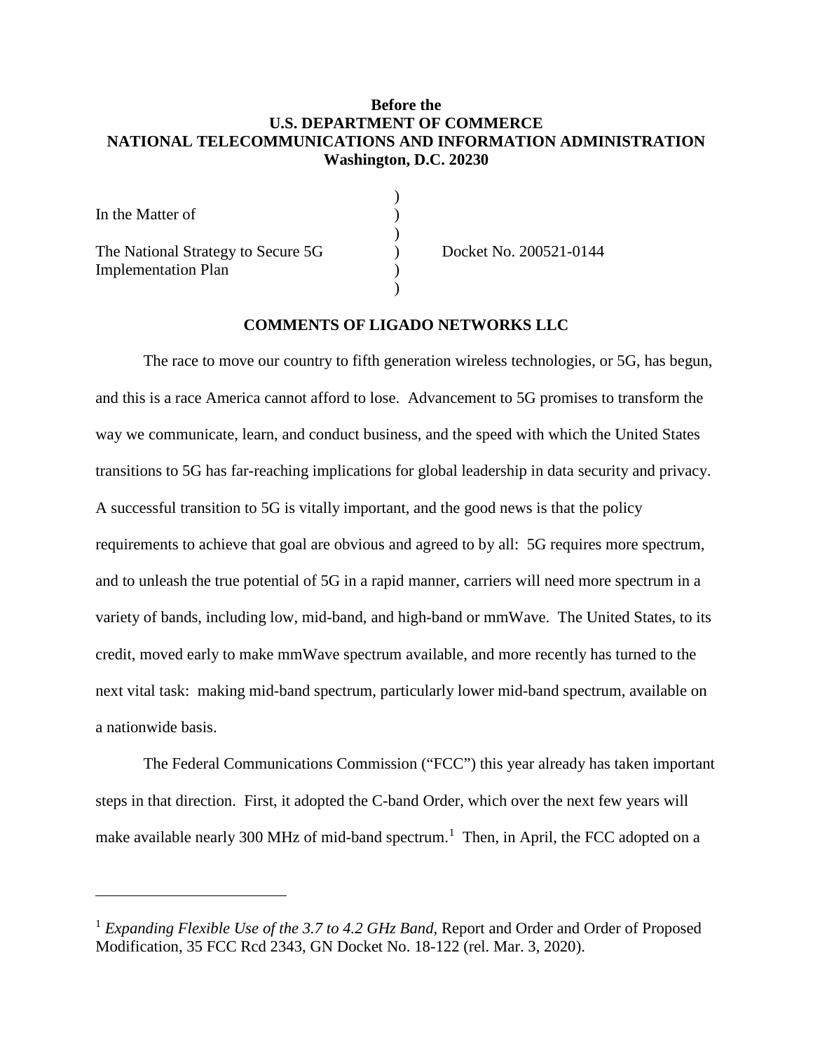**Before the**
**U.S. DEPARTMENT OF COMMERCE**
**NATIONAL TELECOMMUNICATIONS AND INFORMATION ADMINISTRATION**
**Washington, D.C. 20230**

| | | |
|---|---|---|
| In the Matter of | ) | |
| | ) | |
| The National Strategy to Secure 5G Implementation Plan | ) | Docket No. 200521-0144 |
| | ) | |

**COMMENTS OF LIGADO NETWORKS LLC**

The race to move our country to fifth generation wireless technologies, or 5G, has begun, and this is a race America cannot afford to lose. Advancement to 5G promises to transform the way we communicate, learn, and conduct business, and the speed with which the United States transitions to 5G has far-reaching implications for global leadership in data security and privacy. A successful transition to 5G is vitally important, and the good news is that the policy requirements to achieve that goal are obvious and agreed to by all: 5G requires more spectrum, and to unleash the true potential of 5G in a rapid manner, carriers will need more spectrum in a variety of bands, including low, mid-band, and high-band or mmWave. The United States, to its credit, moved early to make mmWave spectrum available, and more recently has turned to the next vital task: making mid-band spectrum, particularly lower mid-band spectrum, available on a nationwide basis.

The Federal Communications Commission ("FCC") this year already has taken important steps in that direction. First, it adopted the C-band Order, which over the next few years will make available nearly 300 MHz of mid-band spectrum.[1] Then, in April, the FCC adopted on a

---

[1] *Expanding Flexible Use of the 3.7 to 4.2 GHz Band*, Report and Order and Order of Proposed Modification, 35 FCC Rcd 2343, GN Docket No. 18-122 (rel. Mar. 3, 2020).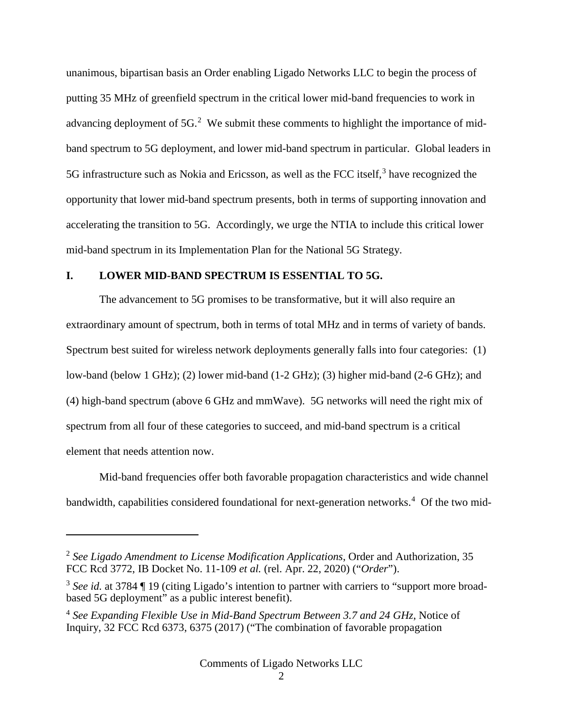unanimous, bipartisan basis an Order enabling Ligado Networks LLC to begin the process of putting 35 MHz of greenfield spectrum in the critical lower mid-band frequencies to work in advancing deployment of 5G.[2] We submit these comments to highlight the importance of mid-band spectrum to 5G deployment, and lower mid-band spectrum in particular. Global leaders in 5G infrastructure such as Nokia and Ericsson, as well as the FCC itself,[3] have recognized the opportunity that lower mid-band spectrum presents, both in terms of supporting innovation and accelerating the transition to 5G. Accordingly, we urge the NTIA to include this critical lower mid-band spectrum in its Implementation Plan for the National 5G Strategy.

## I. LOWER MID-BAND SPECTRUM IS ESSENTIAL TO 5G.

The advancement to 5G promises to be transformative, but it will also require an extraordinary amount of spectrum, both in terms of total MHz and in terms of variety of bands. Spectrum best suited for wireless network deployments generally falls into four categories: (1) low-band (below 1 GHz); (2) lower mid-band (1-2 GHz); (3) higher mid-band (2-6 GHz); and (4) high-band spectrum (above 6 GHz and mmWave). 5G networks will need the right mix of spectrum from all four of these categories to succeed, and mid-band spectrum is a critical element that needs attention now.

Mid-band frequencies offer both favorable propagation characteristics and wide channel bandwidth, capabilities considered foundational for next-generation networks.[4] Of the two mid-

---

[2] *See Ligado Amendment to License Modification Applications*, Order and Authorization, 35 FCC Rcd 3772, IB Docket No. 11-109 *et al.* (rel. Apr. 22, 2020) ("*Order*").

[3] *See id.* at 3784 ¶ 19 (citing Ligado's intention to partner with carriers to "support more broad-based 5G deployment" as a public interest benefit).

[4] *See Expanding Flexible Use in Mid-Band Spectrum Between 3.7 and 24 GHz*, Notice of Inquiry, 32 FCC Rcd 6373, 6375 (2017) ("The combination of favorable propagation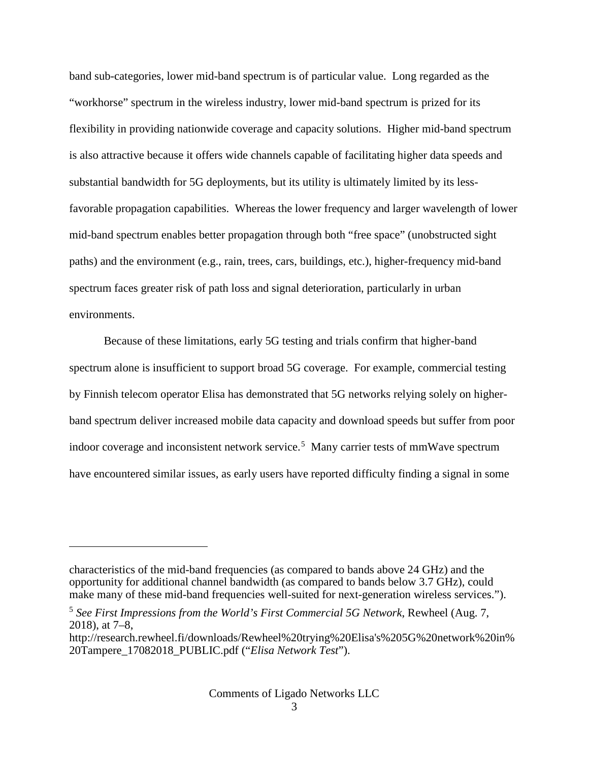band sub-categories, lower mid-band spectrum is of particular value. Long regarded as the "workhorse" spectrum in the wireless industry, lower mid-band spectrum is prized for its flexibility in providing nationwide coverage and capacity solutions. Higher mid-band spectrum is also attractive because it offers wide channels capable of facilitating higher data speeds and substantial bandwidth for 5G deployments, but its utility is ultimately limited by its less-favorable propagation capabilities. Whereas the lower frequency and larger wavelength of lower mid-band spectrum enables better propagation through both "free space" (unobstructed sight paths) and the environment (e.g., rain, trees, cars, buildings, etc.), higher-frequency mid-band spectrum faces greater risk of path loss and signal deterioration, particularly in urban environments.

Because of these limitations, early 5G testing and trials confirm that higher-band spectrum alone is insufficient to support broad 5G coverage. For example, commercial testing by Finnish telecom operator Elisa has demonstrated that 5G networks relying solely on higher-band spectrum deliver increased mobile data capacity and download speeds but suffer from poor indoor coverage and inconsistent network service.[5] Many carrier tests of mmWave spectrum have encountered similar issues, as early users have reported difficulty finding a signal in some

---

characteristics of the mid-band frequencies (as compared to bands above 24 GHz) and the opportunity for additional channel bandwidth (as compared to bands below 3.7 GHz), could make many of these mid-band frequencies well-suited for next-generation wireless services.").

[5] *See First Impressions from the World's First Commercial 5G Network*, Rewheel (Aug. 7, 2018), at 7–8, http://research.rewheel.fi/downloads/Rewheel%20trying%20Elisa's%205G%20network%20in%20Tampere_17082018_PUBLIC.pdf ("*Elisa Network Test*").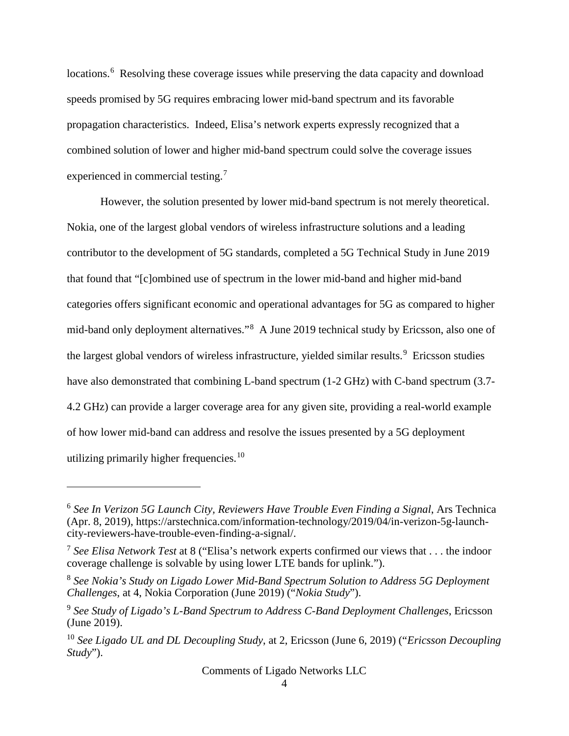locations.[6] Resolving these coverage issues while preserving the data capacity and download speeds promised by 5G requires embracing lower mid-band spectrum and its favorable propagation characteristics. Indeed, Elisa's network experts expressly recognized that a combined solution of lower and higher mid-band spectrum could solve the coverage issues experienced in commercial testing.[7]

However, the solution presented by lower mid-band spectrum is not merely theoretical. Nokia, one of the largest global vendors of wireless infrastructure solutions and a leading contributor to the development of 5G standards, completed a 5G Technical Study in June 2019 that found that "[c]ombined use of spectrum in the lower mid-band and higher mid-band categories offers significant economic and operational advantages for 5G as compared to higher mid-band only deployment alternatives."[8] A June 2019 technical study by Ericsson, also one of the largest global vendors of wireless infrastructure, yielded similar results.[9] Ericsson studies have also demonstrated that combining L-band spectrum (1-2 GHz) with C-band spectrum (3.7-4.2 GHz) can provide a larger coverage area for any given site, providing a real-world example of how lower mid-band can address and resolve the issues presented by a 5G deployment utilizing primarily higher frequencies.[10]

---

[6] *See In Verizon 5G Launch City, Reviewers Have Trouble Even Finding a Signal*, Ars Technica (Apr. 8, 2019), https://arstechnica.com/information-technology/2019/04/in-verizon-5g-launch-city-reviewers-have-trouble-even-finding-a-signal/.

[7] *See Elisa Network Test* at 8 ("Elisa's network experts confirmed our views that . . . the indoor coverage challenge is solvable by using lower LTE bands for uplink.").

[8] *See Nokia's Study on Ligado Lower Mid-Band Spectrum Solution to Address 5G Deployment Challenges*, at 4, Nokia Corporation (June 2019) ("*Nokia Study*").

[9] *See Study of Ligado's L-Band Spectrum to Address C-Band Deployment Challenges*, Ericsson (June 2019).

[10] *See Ligado UL and DL Decoupling Study*, at 2, Ericsson (June 6, 2019) ("*Ericsson Decoupling Study*").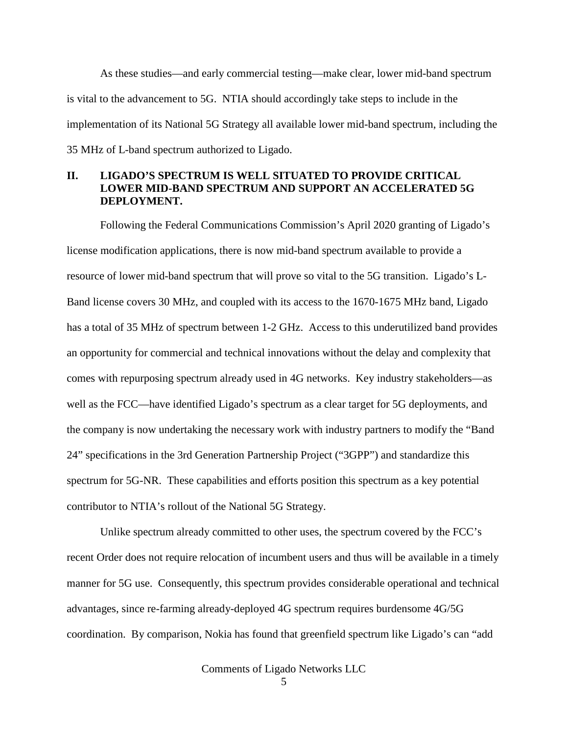As these studies—and early commercial testing—make clear, lower mid-band spectrum is vital to the advancement to 5G. NTIA should accordingly take steps to include in the implementation of its National 5G Strategy all available lower mid-band spectrum, including the 35 MHz of L-band spectrum authorized to Ligado.

## II. LIGADO'S SPECTRUM IS WELL SITUATED TO PROVIDE CRITICAL LOWER MID-BAND SPECTRUM AND SUPPORT AN ACCELERATED 5G DEPLOYMENT.

Following the Federal Communications Commission's April 2020 granting of Ligado's license modification applications, there is now mid-band spectrum available to provide a resource of lower mid-band spectrum that will prove so vital to the 5G transition. Ligado's L-Band license covers 30 MHz, and coupled with its access to the 1670-1675 MHz band, Ligado has a total of 35 MHz of spectrum between 1-2 GHz. Access to this underutilized band provides an opportunity for commercial and technical innovations without the delay and complexity that comes with repurposing spectrum already used in 4G networks. Key industry stakeholders—as well as the FCC—have identified Ligado's spectrum as a clear target for 5G deployments, and the company is now undertaking the necessary work with industry partners to modify the "Band 24" specifications in the 3rd Generation Partnership Project ("3GPP") and standardize this spectrum for 5G-NR. These capabilities and efforts position this spectrum as a key potential contributor to NTIA's rollout of the National 5G Strategy.

Unlike spectrum already committed to other uses, the spectrum covered by the FCC's recent Order does not require relocation of incumbent users and thus will be available in a timely manner for 5G use. Consequently, this spectrum provides considerable operational and technical advantages, since re-farming already-deployed 4G spectrum requires burdensome 4G/5G coordination. By comparison, Nokia has found that greenfield spectrum like Ligado's can "add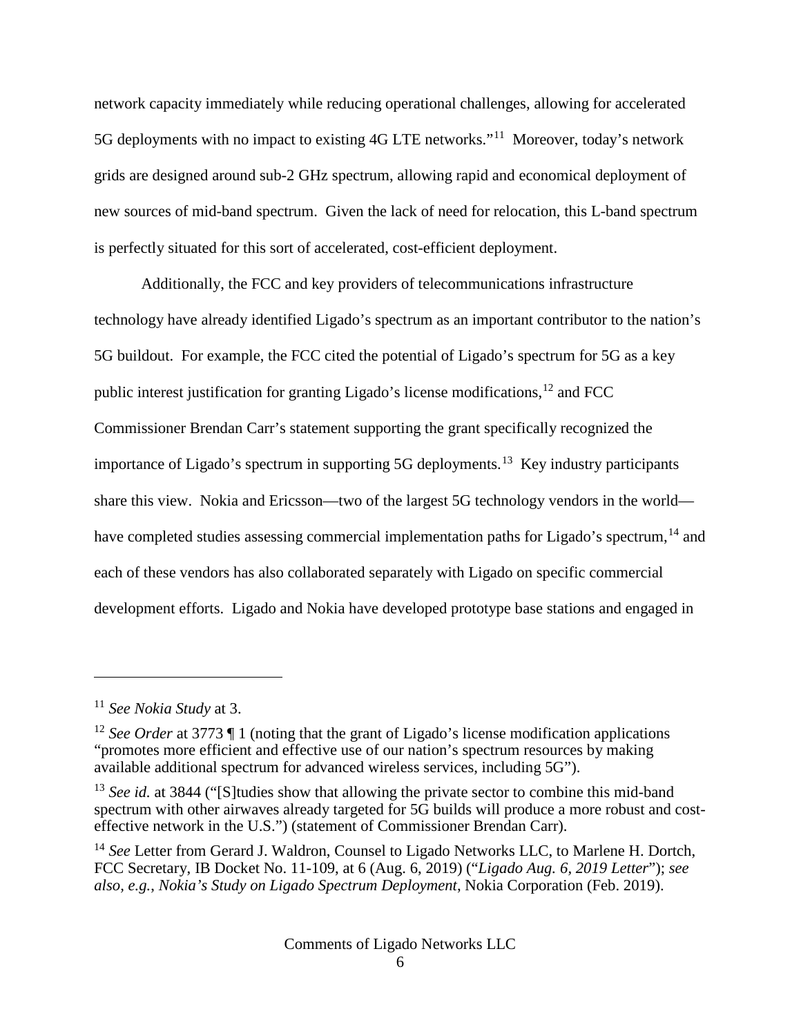network capacity immediately while reducing operational challenges, allowing for accelerated 5G deployments with no impact to existing 4G LTE networks."[11] Moreover, today's network grids are designed around sub-2 GHz spectrum, allowing rapid and economical deployment of new sources of mid-band spectrum. Given the lack of need for relocation, this L-band spectrum is perfectly situated for this sort of accelerated, cost-efficient deployment.

Additionally, the FCC and key providers of telecommunications infrastructure technology have already identified Ligado's spectrum as an important contributor to the nation's 5G buildout. For example, the FCC cited the potential of Ligado's spectrum for 5G as a key public interest justification for granting Ligado's license modifications,[12] and FCC Commissioner Brendan Carr's statement supporting the grant specifically recognized the importance of Ligado's spectrum in supporting 5G deployments.[13] Key industry participants share this view. Nokia and Ericsson—two of the largest 5G technology vendors in the world—have completed studies assessing commercial implementation paths for Ligado's spectrum,[14] and each of these vendors has also collaborated separately with Ligado on specific commercial development efforts. Ligado and Nokia have developed prototype base stations and engaged in

---

[11] *See Nokia Study* at 3.

[12] *See Order* at 3773 ¶ 1 (noting that the grant of Ligado's license modification applications "promotes more efficient and effective use of our nation's spectrum resources by making available additional spectrum for advanced wireless services, including 5G").

[13] *See id.* at 3844 ("[S]tudies show that allowing the private sector to combine this mid-band spectrum with other airwaves already targeted for 5G builds will produce a more robust and cost-effective network in the U.S.") (statement of Commissioner Brendan Carr).

[14] *See* Letter from Gerard J. Waldron, Counsel to Ligado Networks LLC, to Marlene H. Dortch, FCC Secretary, IB Docket No. 11-109, at 6 (Aug. 6, 2019) ("*Ligado Aug. 6, 2019 Letter*"); *see also, e.g.*, *Nokia's Study on Ligado Spectrum Deployment*, Nokia Corporation (Feb. 2019).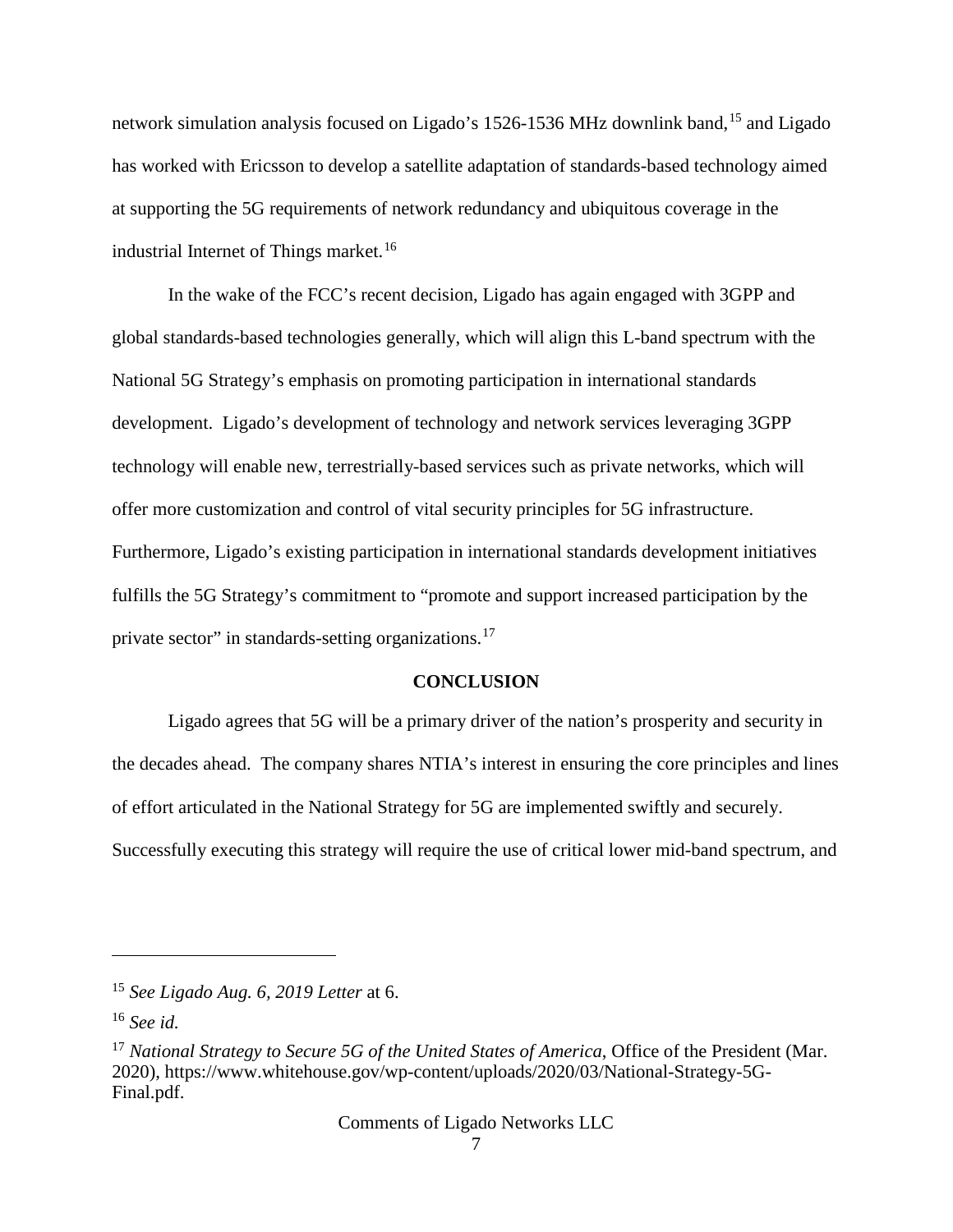network simulation analysis focused on Ligado's 1526-1536 MHz downlink band,[15] and Ligado has worked with Ericsson to develop a satellite adaptation of standards-based technology aimed at supporting the 5G requirements of network redundancy and ubiquitous coverage in the industrial Internet of Things market.[16]

In the wake of the FCC's recent decision, Ligado has again engaged with 3GPP and global standards-based technologies generally, which will align this L-band spectrum with the National 5G Strategy's emphasis on promoting participation in international standards development. Ligado's development of technology and network services leveraging 3GPP technology will enable new, terrestrially-based services such as private networks, which will offer more customization and control of vital security principles for 5G infrastructure. Furthermore, Ligado's existing participation in international standards development initiatives fulfills the 5G Strategy's commitment to "promote and support increased participation by the private sector" in standards-setting organizations.[17]

**CONCLUSION**

Ligado agrees that 5G will be a primary driver of the nation's prosperity and security in the decades ahead. The company shares NTIA's interest in ensuring the core principles and lines of effort articulated in the National Strategy for 5G are implemented swiftly and securely. Successfully executing this strategy will require the use of critical lower mid-band spectrum, and

---

[15] *See Ligado Aug. 6, 2019 Letter* at 6.

[16] *See id.*

[17] *National Strategy to Secure 5G of the United States of America*, Office of the President (Mar. 2020), https://www.whitehouse.gov/wp-content/uploads/2020/03/National-Strategy-5G-Final.pdf.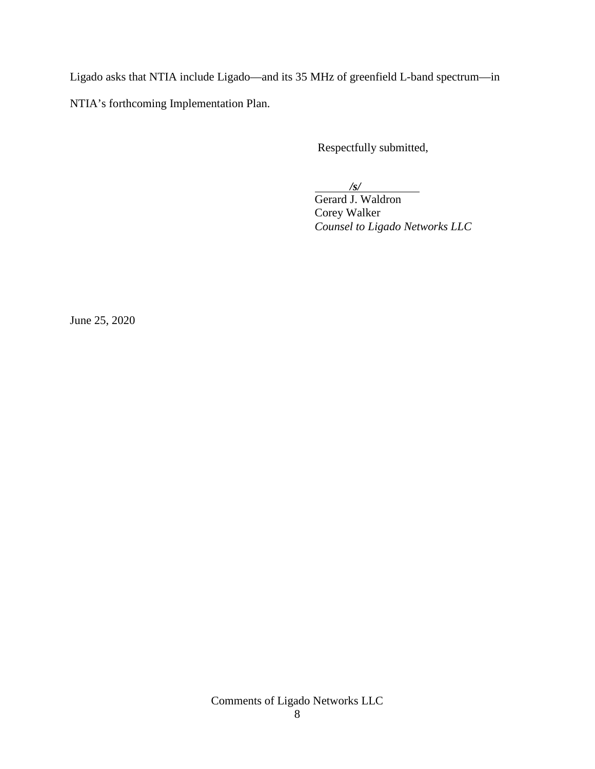Ligado asks that NTIA include Ligado—and its 35 MHz of greenfield L-band spectrum—in NTIA's forthcoming Implementation Plan.

Respectfully submitted,

*/s/*
Gerard J. Waldron
Corey Walker
*Counsel to Ligado Networks LLC*

June 25, 2020